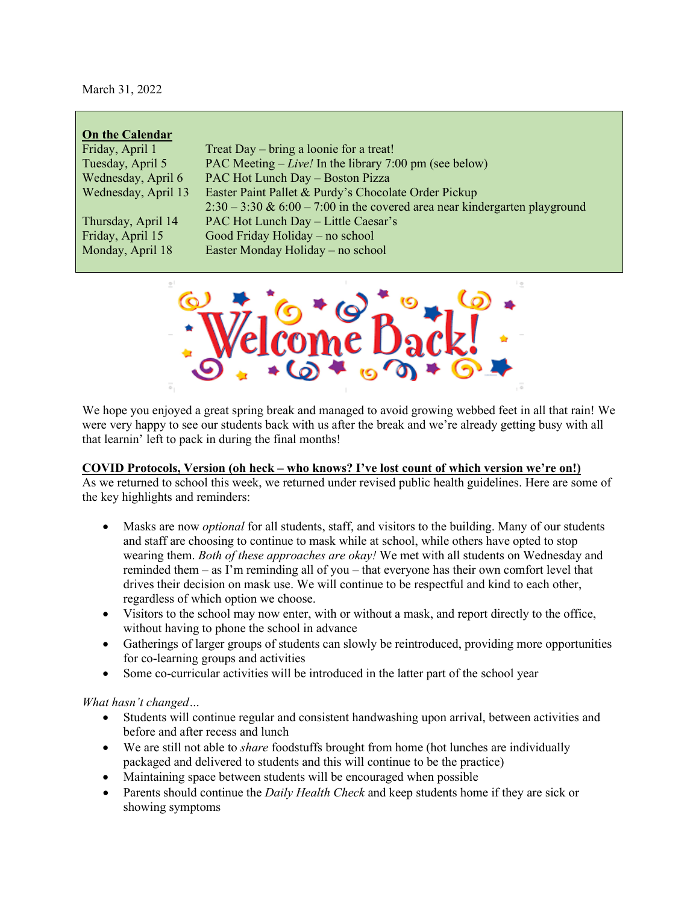March 31, 2022

**On the Calendar**

| | |
|---|---|
| Friday, April 1 | Treat Day – bring a loonie for a treat! |
| Tuesday, April 5 | PAC Meeting – *Live!* In the library 7:00 pm (see below) |
| Wednesday, April 6 | PAC Hot Lunch Day – Boston Pizza |
| Wednesday, April 13 | Easter Paint Pallet & Purdy's Chocolate Order Pickup<br>2:30 – 3:30 & 6:00 – 7:00 in the covered area near kindergarten playground |
| Thursday, April 14 | PAC Hot Lunch Day – Little Caesar's |
| Friday, April 15 | Good Friday Holiday – no school |
| Monday, April 18 | Easter Monday Holiday – no school |

Welcome Back!

We hope you enjoyed a great spring break and managed to avoid growing webbed feet in all that rain! We were very happy to see our students back with us after the break and we're already getting busy with all that learnin' left to pack in during the final months!

**COVID Protocols, Version (oh heck – who knows? I've lost count of which version we're on!)**

As we returned to school this week, we returned under revised public health guidelines. Here are some of the key highlights and reminders:

- Masks are now *optional* for all students, staff, and visitors to the building. Many of our students and staff are choosing to continue to mask while at school, while others have opted to stop wearing them. *Both of these approaches are okay!* We met with all students on Wednesday and reminded them – as I'm reminding all of you – that everyone has their own comfort level that drives their decision on mask use. We will continue to be respectful and kind to each other, regardless of which option we choose.
- Visitors to the school may now enter, with or without a mask, and report directly to the office, without having to phone the school in advance
- Gatherings of larger groups of students can slowly be reintroduced, providing more opportunities for co-learning groups and activities
- Some co-curricular activities will be introduced in the latter part of the school year

*What hasn't changed…*

- Students will continue regular and consistent handwashing upon arrival, between activities and before and after recess and lunch
- We are still not able to *share* foodstuffs brought from home (hot lunches are individually packaged and delivered to students and this will continue to be the practice)
- Maintaining space between students will be encouraged when possible
- Parents should continue the *Daily Health Check* and keep students home if they are sick or showing symptoms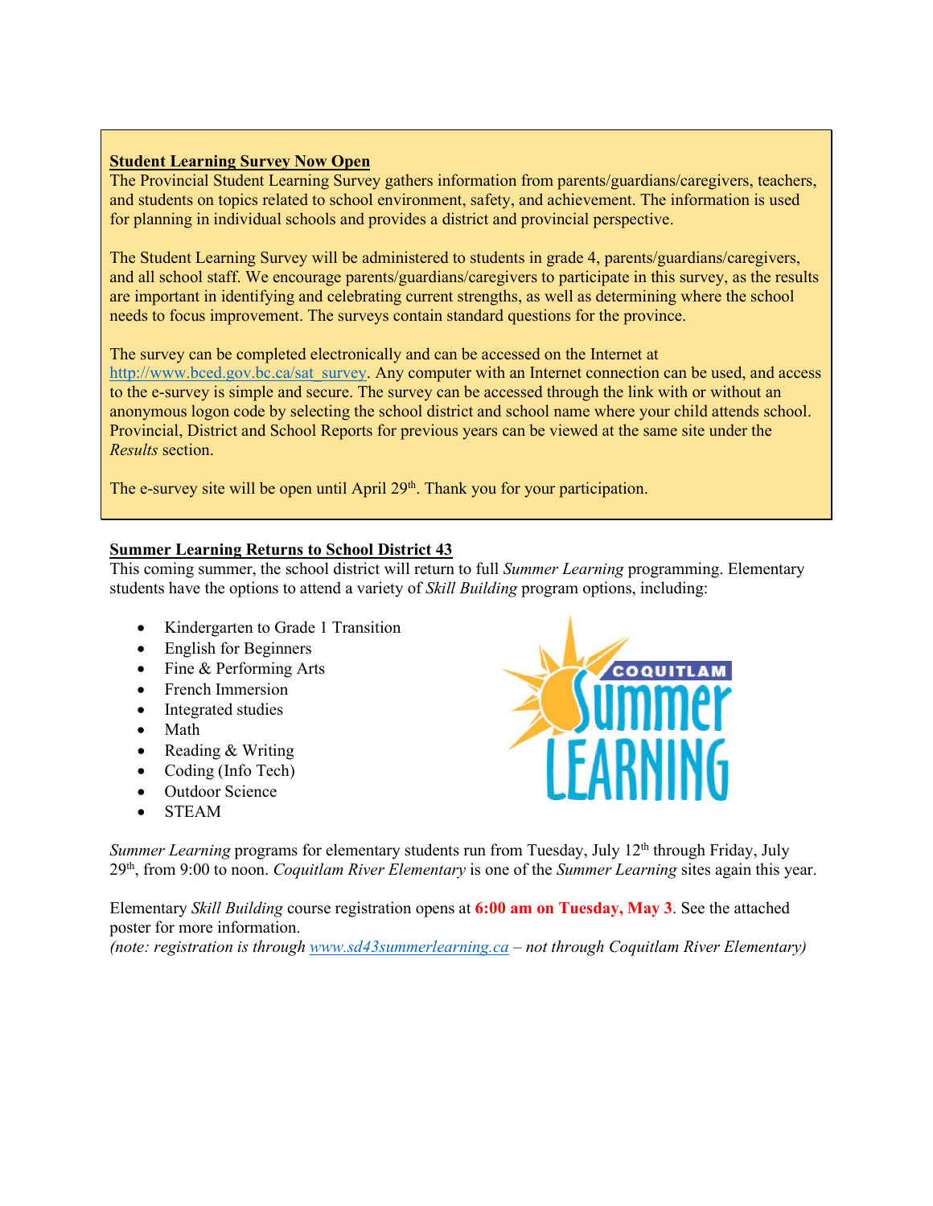**Student Learning Survey Now Open**

The Provincial Student Learning Survey gathers information from parents/guardians/caregivers, teachers, and students on topics related to school environment, safety, and achievement. The information is used for planning in individual schools and provides a district and provincial perspective.

The Student Learning Survey will be administered to students in grade 4, parents/guardians/caregivers, and all school staff. We encourage parents/guardians/caregivers to participate in this survey, as the results are important in identifying and celebrating current strengths, as well as determining where the school needs to focus improvement. The surveys contain standard questions for the province.

The survey can be completed electronically and can be accessed on the Internet at http://www.bced.gov.bc.ca/sat_survey. Any computer with an Internet connection can be used, and access to the e-survey is simple and secure. The survey can be accessed through the link with or without an anonymous logon code by selecting the school district and school name where your child attends school. Provincial, District and School Reports for previous years can be viewed at the same site under the *Results* section.

The e-survey site will be open until April 29th. Thank you for your participation.

**Summer Learning Returns to School District 43**

This coming summer, the school district will return to full *Summer Learning* programming. Elementary students have the options to attend a variety of *Skill Building* program options, including:

- Kindergarten to Grade 1 Transition
- English for Beginners
- Fine & Performing Arts
- French Immersion
- Integrated studies
- Math
- Reading & Writing
- Coding (Info Tech)
- Outdoor Science
- STEAM

*Summer Learning* programs for elementary students run from Tuesday, July 12th through Friday, July 29th, from 9:00 to noon. *Coquitlam River Elementary* is one of the *Summer Learning* sites again this year.

Elementary *Skill Building* course registration opens at **6:00 am on Tuesday, May 3**. See the attached poster for more information.

*(note: registration is through www.sd43summerlearning.ca – not through Coquitlam River Elementary)*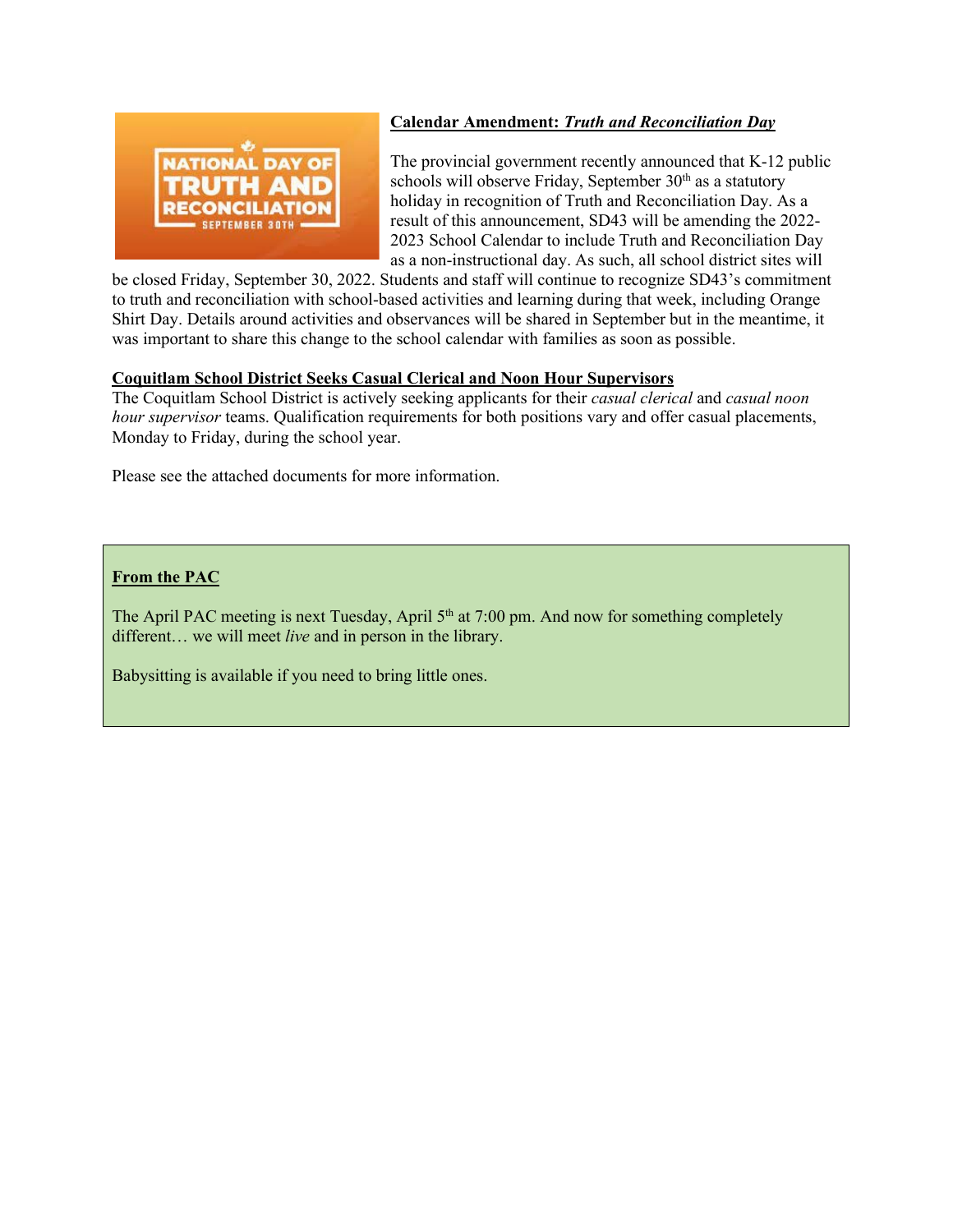**<u>Calendar Amendment: *Truth and Reconciliation Day*</u>**

The provincial government recently announced that K-12 public schools will observe Friday, September 30th as a statutory holiday in recognition of Truth and Reconciliation Day. As a result of this announcement, SD43 will be amending the 2022-2023 School Calendar to include Truth and Reconciliation Day as a non-instructional day. As such, all school district sites will be closed Friday, September 30, 2022. Students and staff will continue to recognize SD43's commitment to truth and reconciliation with school-based activities and learning during that week, including Orange Shirt Day. Details around activities and observances will be shared in September but in the meantime, it was important to share this change to the school calendar with families as soon as possible.

**<u>Coquitlam School District Seeks Casual Clerical and Noon Hour Supervisors</u>**

The Coquitlam School District is actively seeking applicants for their *casual clerical* and *casual noon hour supervisor* teams. Qualification requirements for both positions vary and offer casual placements, Monday to Friday, during the school year.

Please see the attached documents for more information.

**<u>From the PAC</u>**

The April PAC meeting is next Tuesday, April 5th at 7:00 pm. And now for something completely different… we will meet *live* and in person in the library.

Babysitting is available if you need to bring little ones.